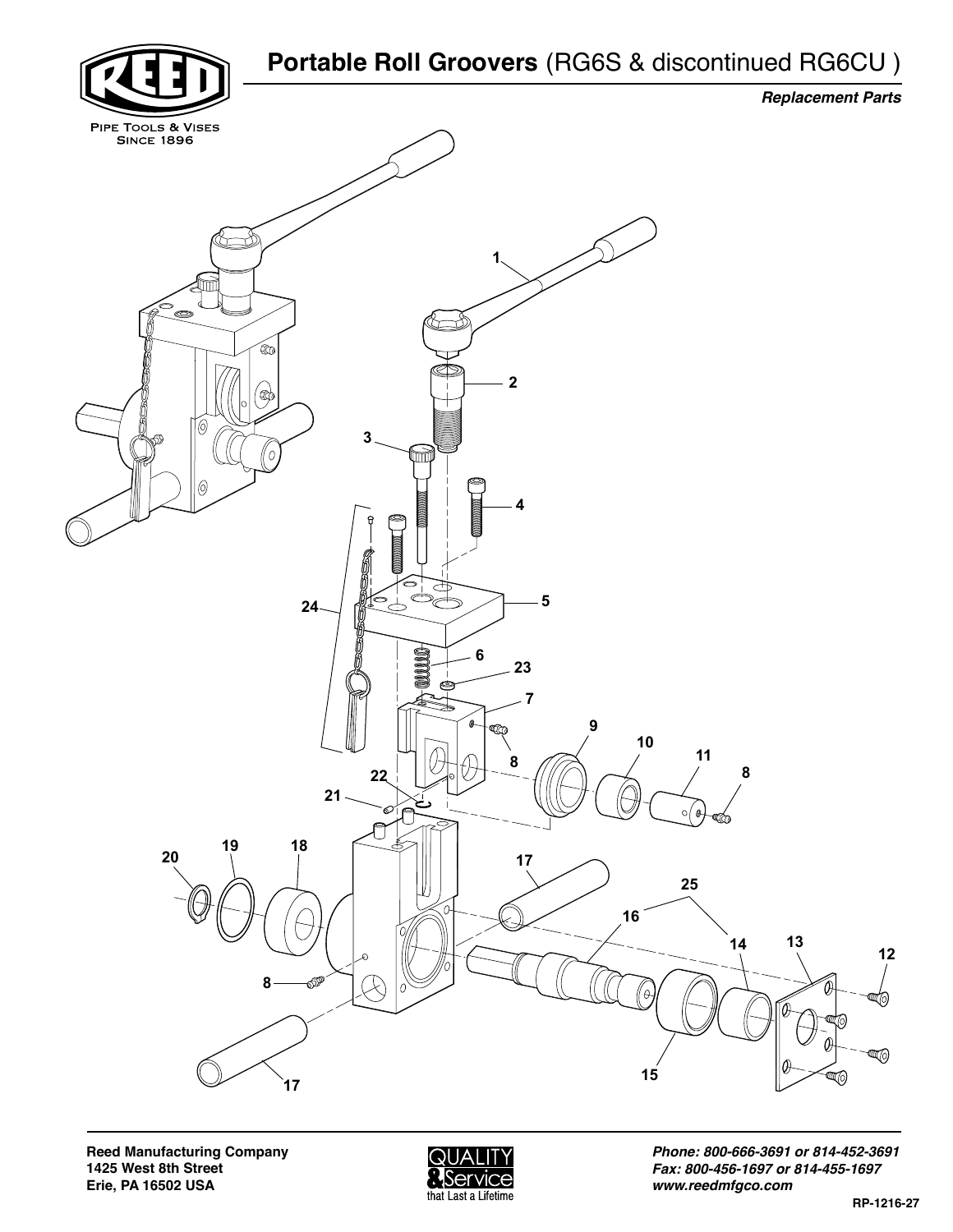# Portable Roll Groovers (RG6S & discontinued RG6CU )

***Replacement Parts***

PIPE TOOLS & VISES
SINCE 1896

**Reed Manufacturing Company**
**1425 West 8th Street**
**Erie, PA 16502 USA**

***Phone: 800-666-3691 or 814-452-3691***
***Fax: 800-456-1697 or 814-455-1697***
***www.reedmfgco.com***

QUALITY & Service that Last a Lifetime

**RP-1216-27**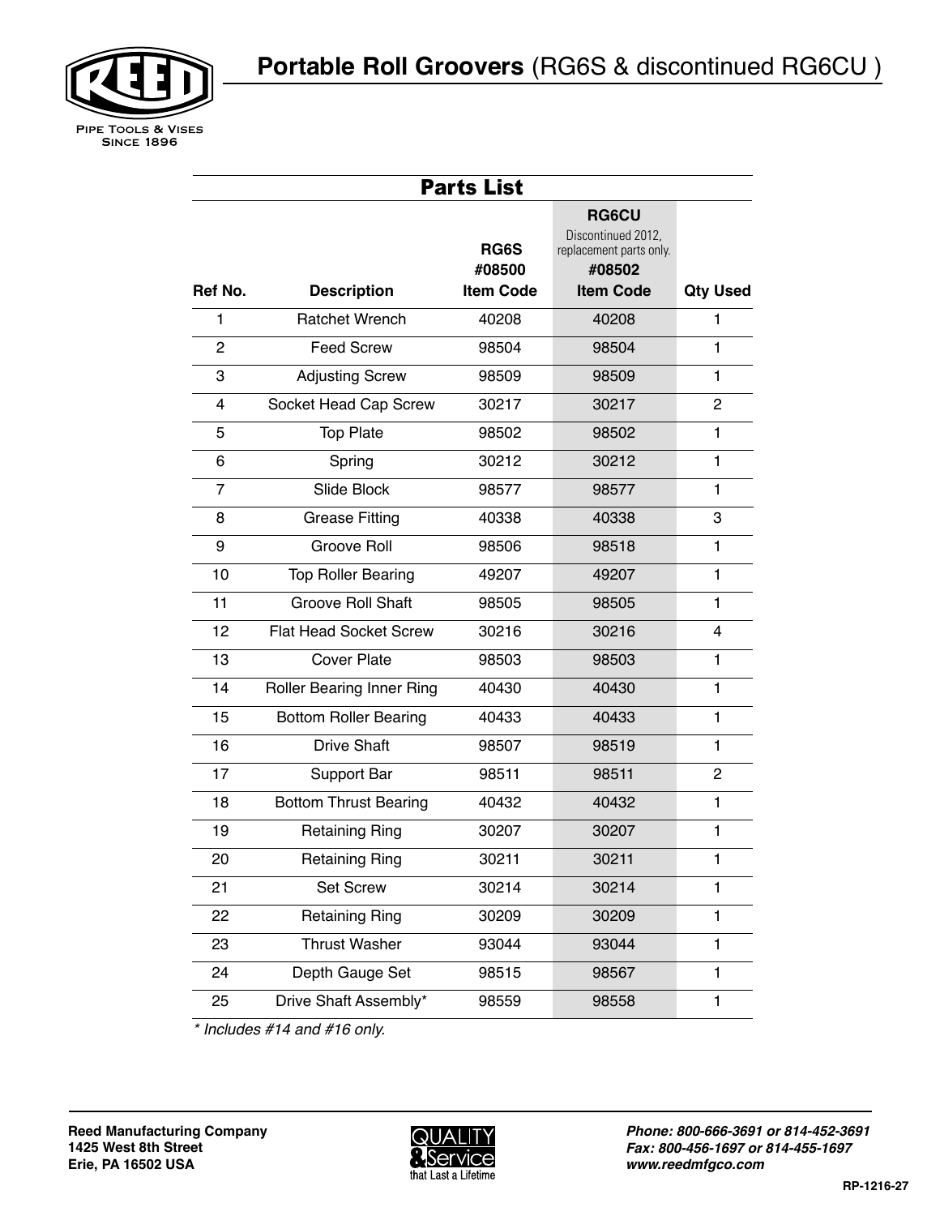# **Portable Roll Groovers** (RG6S & discontinued RG6CU )

REED
Pipe Tools & Vises
Since 1896

## Parts List

| Ref No. | Description | RG6S #08500 Item Code | RG6CU Discontinued 2012, replacement parts only. #08502 Item Code | Qty Used |
|---|---|---|---|---|
| 1 | Ratchet Wrench | 40208 | 40208 | 1 |
| 2 | Feed Screw | 98504 | 98504 | 1 |
| 3 | Adjusting Screw | 98509 | 98509 | 1 |
| 4 | Socket Head Cap Screw | 30217 | 30217 | 2 |
| 5 | Top Plate | 98502 | 98502 | 1 |
| 6 | Spring | 30212 | 30212 | 1 |
| 7 | Slide Block | 98577 | 98577 | 1 |
| 8 | Grease Fitting | 40338 | 40338 | 3 |
| 9 | Groove Roll | 98506 | 98518 | 1 |
| 10 | Top Roller Bearing | 49207 | 49207 | 1 |
| 11 | Groove Roll Shaft | 98505 | 98505 | 1 |
| 12 | Flat Head Socket Screw | 30216 | 30216 | 4 |
| 13 | Cover Plate | 98503 | 98503 | 1 |
| 14 | Roller Bearing Inner Ring | 40430 | 40430 | 1 |
| 15 | Bottom Roller Bearing | 40433 | 40433 | 1 |
| 16 | Drive Shaft | 98507 | 98519 | 1 |
| 17 | Support Bar | 98511 | 98511 | 2 |
| 18 | Bottom Thrust Bearing | 40432 | 40432 | 1 |
| 19 | Retaining Ring | 30207 | 30207 | 1 |
| 20 | Retaining Ring | 30211 | 30211 | 1 |
| 21 | Set Screw | 30214 | 30214 | 1 |
| 22 | Retaining Ring | 30209 | 30209 | 1 |
| 23 | Thrust Washer | 93044 | 93044 | 1 |
| 24 | Depth Gauge Set | 98515 | 98567 | 1 |
| 25 | Drive Shaft Assembly* | 98559 | 98558 | 1 |

*\* Includes #14 and #16 only.*

**Reed Manufacturing Company**
**1425 West 8th Street**
**Erie, PA 16502 USA**

QUALITY & Service that Last a Lifetime

***Phone: 800-666-3691 or 814-452-3691***
***Fax: 800-456-1697 or 814-455-1697***
***www.reedmfgco.com***

**RP-1216-27**